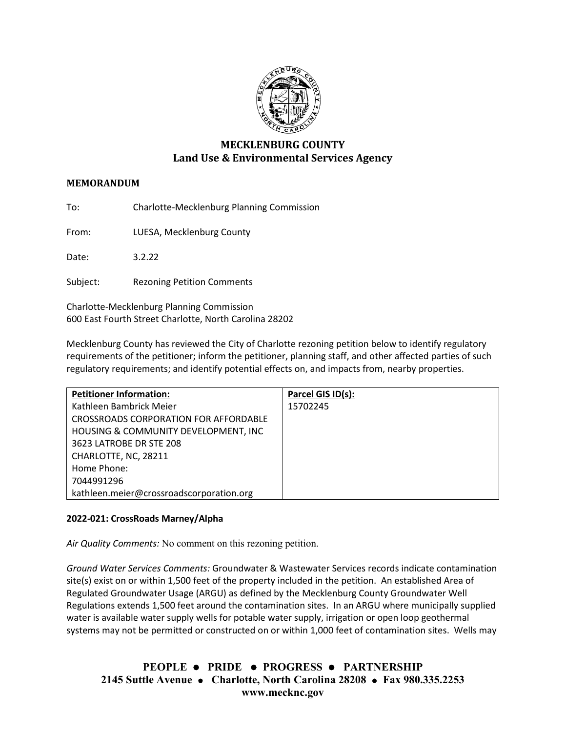# MECKLENBURG COUNTY
## Land Use & Environmental Services Agency

**MEMORANDUM**

To: Charlotte-Mecklenburg Planning Commission

From: LUESA, Mecklenburg County

Date: 3.2.22

Subject: Rezoning Petition Comments

Charlotte-Mecklenburg Planning Commission
600 East Fourth Street Charlotte, North Carolina 28202

Mecklenburg County has reviewed the City of Charlotte rezoning petition below to identify regulatory requirements of the petitioner; inform the petitioner, planning staff, and other affected parties of such regulatory requirements; and identify potential effects on, and impacts from, nearby properties.

| Petitioner Information: | Parcel GIS ID(s): |
|---|---|
| Kathleen Bambrick Meier<br>CROSSROADS CORPORATION FOR AFFORDABLE HOUSING & COMMUNITY DEVELOPMENT, INC<br>3623 LATROBE DR STE 208<br>CHARLOTTE, NC, 28211<br>Home Phone:<br>7044991296<br>kathleen.meier@crossroadscorporation.org | 15702245 |

**2022-021: CrossRoads Marney/Alpha**

*Air Quality Comments:* No comment on this rezoning petition.

*Ground Water Services Comments:* Groundwater & Wastewater Services records indicate contamination site(s) exist on or within 1,500 feet of the property included in the petition. An established Area of Regulated Groundwater Usage (ARGU) as defined by the Mecklenburg County Groundwater Well Regulations extends 1,500 feet around the contamination sites. In an ARGU where municipally supplied water is available water supply wells for potable water supply, irrigation or open loop geothermal systems may not be permitted or constructed on or within 1,000 feet of contamination sites. Wells may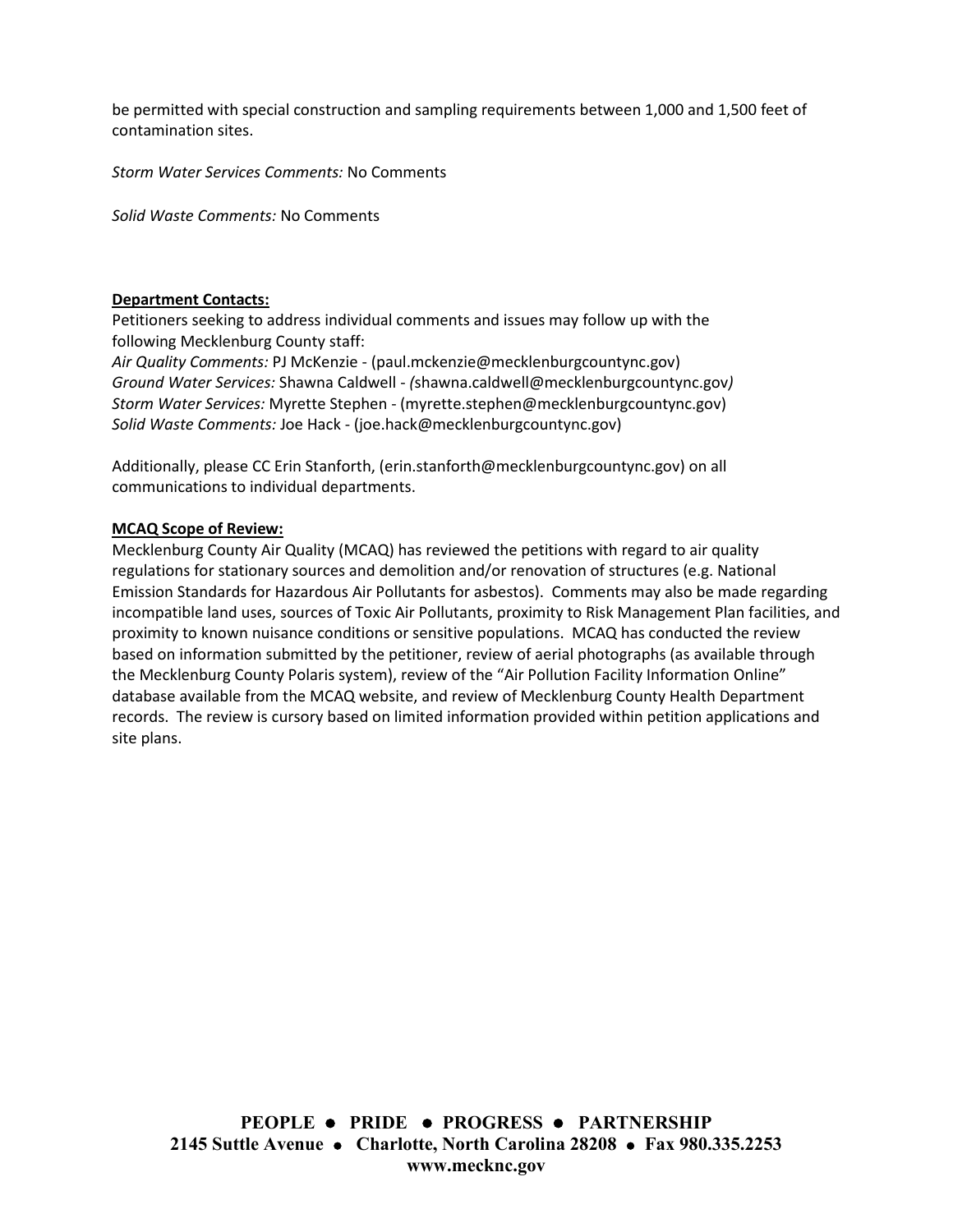be permitted with special construction and sampling requirements between 1,000 and 1,500 feet of contamination sites.

*Storm Water Services Comments:* No Comments

*Solid Waste Comments:* No Comments

**Department Contacts:**

Petitioners seeking to address individual comments and issues may follow up with the following Mecklenburg County staff:
*Air Quality Comments:* PJ McKenzie - (paul.mckenzie@mecklenburgcountync.gov)
*Ground Water Services:* Shawna Caldwell - *(*shawna.caldwell@mecklenburgcountync.gov*)*
*Storm Water Services:* Myrette Stephen - (myrette.stephen@mecklenburgcountync.gov)
*Solid Waste Comments:* Joe Hack - (joe.hack@mecklenburgcountync.gov)

Additionally, please CC Erin Stanforth, (erin.stanforth@mecklenburgcountync.gov) on all communications to individual departments.

**MCAQ Scope of Review:**

Mecklenburg County Air Quality (MCAQ) has reviewed the petitions with regard to air quality regulations for stationary sources and demolition and/or renovation of structures (e.g. National Emission Standards for Hazardous Air Pollutants for asbestos). Comments may also be made regarding incompatible land uses, sources of Toxic Air Pollutants, proximity to Risk Management Plan facilities, and proximity to known nuisance conditions or sensitive populations. MCAQ has conducted the review based on information submitted by the petitioner, review of aerial photographs (as available through the Mecklenburg County Polaris system), review of the "Air Pollution Facility Information Online" database available from the MCAQ website, and review of Mecklenburg County Health Department records. The review is cursory based on limited information provided within petition applications and site plans.